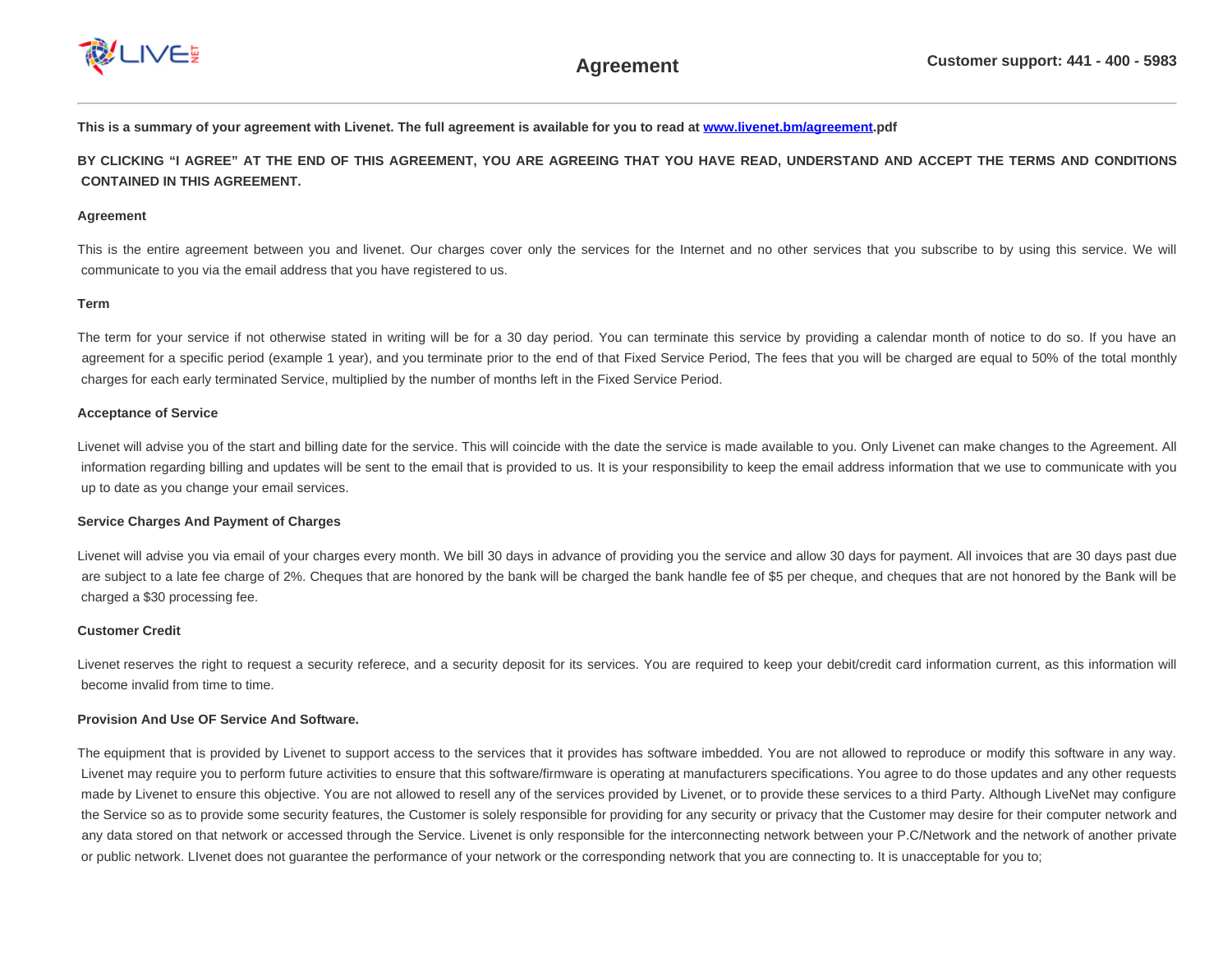# Agreement

Customer support: 441 - 400 - 5983

**This is a summary of your agreement with Livenet. The full agreement is available for you to read at [www.livenet.bm/agreement](www.livenet.bm/agreement).pdf**

**BY CLICKING "I AGREE" AT THE END OF THIS AGREEMENT, YOU ARE AGREEING THAT YOU HAVE READ, UNDERSTAND AND ACCEPT THE TERMS AND CONDITIONS CONTAINED IN THIS AGREEMENT.**

**Agreement**

This is the entire agreement between you and livenet. Our charges cover only the services for the Internet and no other services that you subscribe to by using this service. We will communicate to you via the email address that you have registered to us.

**Term**

The term for your service if not otherwise stated in writing will be for a 30 day period. You can terminate this service by providing a calendar month of notice to do so. If you have an agreement for a specific period (example 1 year), and you terminate prior to the end of that Fixed Service Period, The fees that you will be charged are equal to 50% of the total monthly charges for each early terminated Service, multiplied by the number of months left in the Fixed Service Period.

**Acceptance of Service**

Livenet will advise you of the start and billing date for the service. This will coincide with the date the service is made available to you. Only Livenet can make changes to the Agreement. All information regarding billing and updates will be sent to the email that is provided to us. It is your responsibility to keep the email address information that we use to communicate with you up to date as you change your email services.

**Service Charges And Payment of Charges**

Livenet will advise you via email of your charges every month. We bill 30 days in advance of providing you the service and allow 30 days for payment. All invoices that are 30 days past due are subject to a late fee charge of 2%. Cheques that are honored by the bank will be charged the bank handle fee of $5 per cheque, and cheques that are not honored by the Bank will be charged a $30 processing fee.

**Customer Credit**

Livenet reserves the right to request a security referece, and a security deposit for its services. You are required to keep your debit/credit card information current, as this information will become invalid from time to time.

**Provision And Use OF Service And Software.**

The equipment that is provided by Livenet to support access to the services that it provides has software imbedded. You are not allowed to reproduce or modify this software in any way. Livenet may require you to perform future activities to ensure that this software/firmware is operating at manufacturers specifications. You agree to do those updates and any other requests made by Livenet to ensure this objective. You are not allowed to resell any of the services provided by Livenet, or to provide these services to a third Party. Although LiveNet may configure the Service so as to provide some security features, the Customer is solely responsible for providing for any security or privacy that the Customer may desire for their computer network and any data stored on that network or accessed through the Service. Livenet is only responsible for the interconnecting network between your P.C/Network and the network of another private or public network. LIvenet does not guarantee the performance of your network or the corresponding network that you are connecting to. It is unacceptable for you to;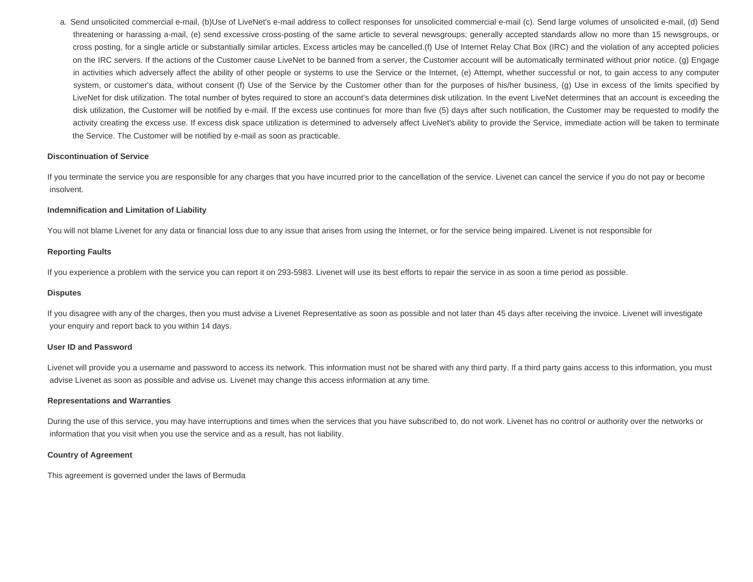a. Send unsolicited commercial e-mail, (b)Use of LiveNet's e-mail address to collect responses for unsolicited commercial e-mail (c). Send large volumes of unsolicited e-mail, (d) Send threatening or harassing a-mail, (e) send excessive cross-posting of the same article to several newsgroups; generally accepted standards allow no more than 15 newsgroups, or cross posting, for a single article or substantially similar articles. Excess articles may be cancelled.(f) Use of Internet Relay Chat Box (IRC) and the violation of any accepted policies on the IRC servers. If the actions of the Customer cause LiveNet to be banned from a server, the Customer account will be automatically terminated without prior notice. (g) Engage in activities which adversely affect the ability of other people or systems to use the Service or the Internet, (e) Attempt, whether successful or not, to gain access to any computer system, or customer's data, without consent (f) Use of the Service by the Customer other than for the purposes of his/her business, (g) Use in excess of the limits specified by LiveNet for disk utilization. The total number of bytes required to store an account's data determines disk utilization. In the event LiveNet determines that an account is exceeding the disk utilization, the Customer will be notified by e-mail. If the excess use continues for more than five (5) days after such notification, the Customer may be requested to modify the activity creating the excess use. If excess disk space utilization is determined to adversely affect LiveNet's ability to provide the Service, immediate action will be taken to terminate the Service. The Customer will be notified by e-mail as soon as practicable.

**Discontinuation of Service**

If you terminate the service you are responsible for any charges that you have incurred prior to the cancellation of the service. Livenet can cancel the service if you do not pay or become insolvent.

**Indemnification and Limitation of Liability**

You will not blame Livenet for any data or financial loss due to any issue that arises from using the Internet, or for the service being impaired. Livenet is not responsible for

**Reporting Faults**

If you experience a problem with the service you can report it on 293-5983. Livenet will use its best efforts to repair the service in as soon a time period as possible.

**Disputes**

If you disagree with any of the charges, then you must advise a Livenet Representative as soon as possible and not later than 45 days after receiving the invoice. Livenet will investigate your enquiry and report back to you within 14 days.

**User ID and Password**

Livenet will provide you a username and password to access its network. This information must not be shared with any third party. If a third party gains access to this information, you must advise Livenet as soon as possible and advise us. Livenet may change this access information at any time.

**Representations and Warranties**

During the use of this service, you may have interruptions and times when the services that you have subscribed to, do not work. Livenet has no control or authority over the networks or information that you visit when you use the service and as a result, has not liability.

**Country of Agreement**

This agreement is governed under the laws of Bermuda